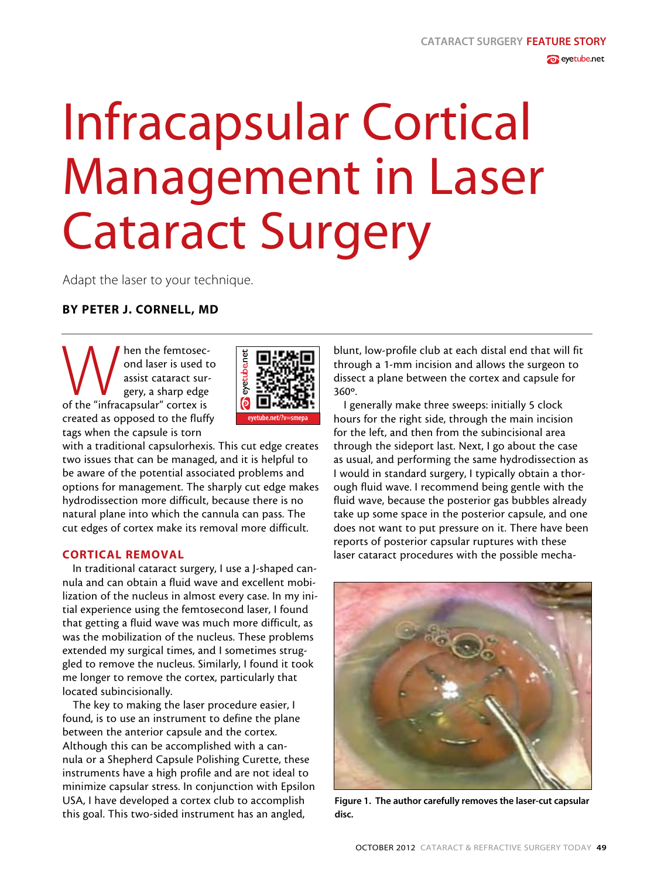# Infracapsular Cortical Management in Laser Cataract Surgery

Adapt the laser to your technique.

**BY PETER J. CORNELL, MD**

When the femtosecond laser is used to assist cataract surgery, a sharp edge of the "infracapsular" cortex is created as opposed to the fluffy tags when the capsule is torn with a traditional capsulorhexis. This cut edge creates two issues that can be managed, and it is helpful to be aware of the potential associated problems and options for management. The sharply cut edge makes hydrodissection more difficult, because there is no natural plane into which the cannula can pass. The cut edges of cortex make its removal more difficult.

eyetube.net/?v=smepa

## CORTICAL REMOVAL

In traditional cataract surgery, I use a J-shaped cannula and can obtain a fluid wave and excellent mobilization of the nucleus in almost every case. In my initial experience using the femtosecond laser, I found that getting a fluid wave was much more difficult, as was the mobilization of the nucleus. These problems extended my surgical times, and I sometimes struggled to remove the nucleus. Similarly, I found it took me longer to remove the cortex, particularly that located subincisionally.

The key to making the laser procedure easier, I found, is to use an instrument to define the plane between the anterior capsule and the cortex. Although this can be accomplished with a cannula or a Shepherd Capsule Polishing Curette, these instruments have a high profile and are not ideal to minimize capsular stress. In conjunction with Epsilon USA, I have developed a cortex club to accomplish this goal. This two-sided instrument has an angled, blunt, low-profile club at each distal end that will fit through a 1-mm incision and allows the surgeon to dissect a plane between the cortex and capsule for 360º.

I generally make three sweeps: initially 5 clock hours for the right side, through the main incision for the left, and then from the subincisional area through the sideport last. Next, I go about the case as usual, and performing the same hydrodissection as I would in standard surgery, I typically obtain a thorough fluid wave. I recommend being gentle with the fluid wave, because the posterior gas bubbles already take up some space in the posterior capsule, and one does not want to put pressure on it. There have been reports of posterior capsular ruptures with these laser cataract procedures with the possible mecha-

**Figure 1. The author carefully removes the laser-cut capsular disc.**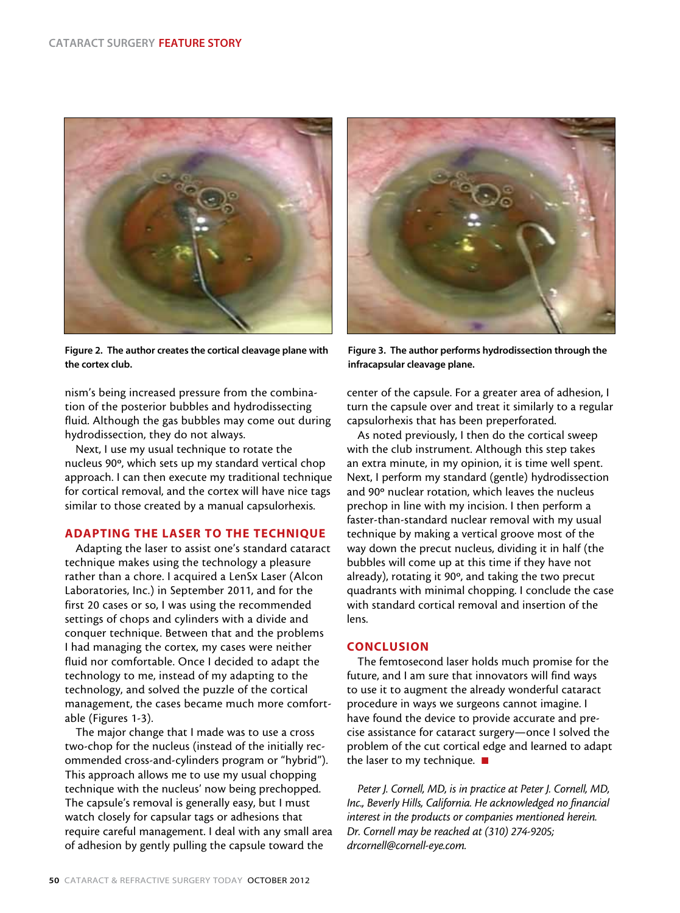Figure 2. The author creates the cortical cleavage plane with the cortex club.

Figure 3. The author performs hydrodissection through the infracapsular cleavage plane.

nism's being increased pressure from the combination of the posterior bubbles and hydrodissecting fluid. Although the gas bubbles may come out during hydrodissection, they do not always.

Next, I use my usual technique to rotate the nucleus 90º, which sets up my standard vertical chop approach. I can then execute my traditional technique for cortical removal, and the cortex will have nice tags similar to those created by a manual capsulorhexis.

## ADAPTING THE LASER TO THE TECHNIQUE

Adapting the laser to assist one's standard cataract technique makes using the technology a pleasure rather than a chore. I acquired a LenSx Laser (Alcon Laboratories, Inc.) in September 2011, and for the first 20 cases or so, I was using the recommended settings of chops and cylinders with a divide and conquer technique. Between that and the problems I had managing the cortex, my cases were neither fluid nor comfortable. Once I decided to adapt the technology to me, instead of my adapting to the technology, and solved the puzzle of the cortical management, the cases became much more comfortable (Figures 1-3).

The major change that I made was to use a cross two-chop for the nucleus (instead of the initially recommended cross-and-cylinders program or "hybrid"). This approach allows me to use my usual chopping technique with the nucleus' now being prechopped. The capsule's removal is generally easy, but I must watch closely for capsular tags or adhesions that require careful management. I deal with any small area of adhesion by gently pulling the capsule toward the center of the capsule. For a greater area of adhesion, I turn the capsule over and treat it similarly to a regular capsulorhexis that has been preperforated.

As noted previously, I then do the cortical sweep with the club instrument. Although this step takes an extra minute, in my opinion, it is time well spent. Next, I perform my standard (gentle) hydrodissection and 90º nuclear rotation, which leaves the nucleus prechop in line with my incision. I then perform a faster-than-standard nuclear removal with my usual technique by making a vertical groove most of the way down the precut nucleus, dividing it in half (the bubbles will come up at this time if they have not already), rotating it 90º, and taking the two precut quadrants with minimal chopping. I conclude the case with standard cortical removal and insertion of the lens.

## CONCLUSION

The femtosecond laser holds much promise for the future, and I am sure that innovators will find ways to use it to augment the already wonderful cataract procedure in ways we surgeons cannot imagine. I have found the device to provide accurate and precise assistance for cataract surgery—once I solved the problem of the cut cortical edge and learned to adapt the laser to my technique. ■

*Peter J. Cornell, MD, is in practice at Peter J. Cornell, MD, Inc., Beverly Hills, California. He acknowledged no financial interest in the products or companies mentioned herein. Dr. Cornell may be reached at (310) 274-9205; drcornell@cornell-eye.com.*